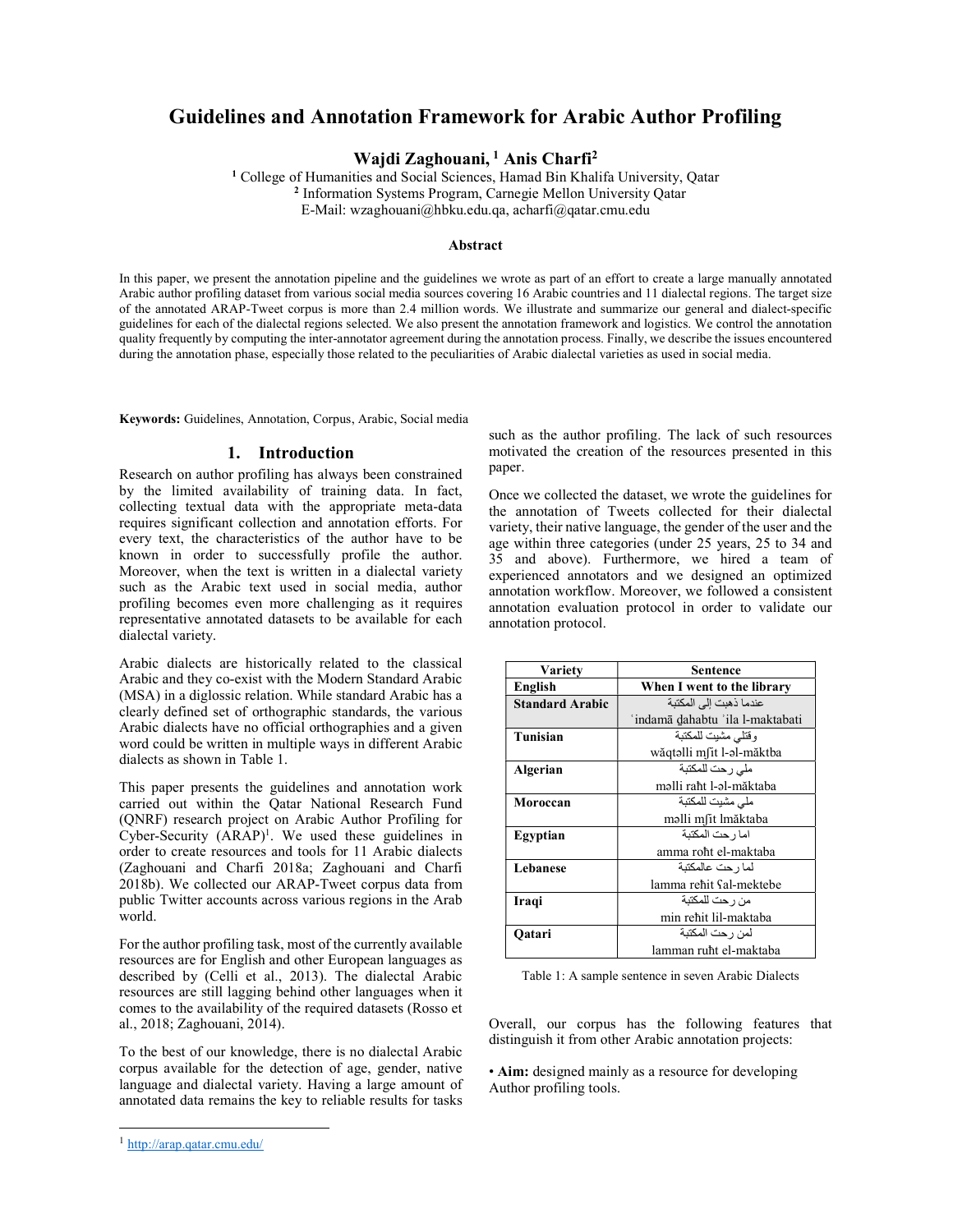# Guidelines and Annotation Framework for Arabic Author Profiling

**Wajdi Zaghouani, [1] Anis Charfi[2]**

[1] College of Humanities and Social Sciences, Hamad Bin Khalifa University, Qatar
[2] Information Systems Program, Carnegie Mellon University Qatar
E-Mail: wzaghouani@hbku.edu.qa, acharfi@qatar.cmu.edu

### Abstract

In this paper, we present the annotation pipeline and the guidelines we wrote as part of an effort to create a large manually annotated Arabic author profiling dataset from various social media sources covering 16 Arabic countries and 11 dialectal regions. The target size of the annotated ARAP-Tweet corpus is more than 2.4 million words. We illustrate and summarize our general and dialect-specific guidelines for each of the dialectal regions selected. We also present the annotation framework and logistics. We control the annotation quality frequently by computing the inter-annotator agreement during the annotation process. Finally, we describe the issues encountered during the annotation phase, especially those related to the peculiarities of Arabic dialectal varieties as used in social media.

**Keywords:** Guidelines, Annotation, Corpus, Arabic, Social media

## 1. Introduction

Research on author profiling has always been constrained by the limited availability of training data. In fact, collecting textual data with the appropriate meta-data requires significant collection and annotation efforts. For every text, the characteristics of the author have to be known in order to successfully profile the author. Moreover, when the text is written in a dialectal variety such as the Arabic text used in social media, author profiling becomes even more challenging as it requires representative annotated datasets to be available for each dialectal variety.

Arabic dialects are historically related to the classical Arabic and they co-exist with the Modern Standard Arabic (MSA) in a diglossic relation. While standard Arabic has a clearly defined set of orthographic standards, the various Arabic dialects have no official orthographies and a given word could be written in multiple ways in different Arabic dialects as shown in Table 1.

This paper presents the guidelines and annotation work carried out within the Qatar National Research Fund (QNRF) research project on Arabic Author Profiling for Cyber-Security (ARAP)[1]. We used these guidelines in order to create resources and tools for 11 Arabic dialects (Zaghouani and Charfi 2018a; Zaghouani and Charfi 2018b). We collected our ARAP-Tweet corpus data from public Twitter accounts across various regions in the Arab world.

For the author profiling task, most of the currently available resources are for English and other European languages as described by (Celli et al., 2013). The dialectal Arabic resources are still lagging behind other languages when it comes to the availability of the required datasets (Rosso et al., 2018; Zaghouani, 2014).

To the best of our knowledge, there is no dialectal Arabic corpus available for the detection of age, gender, native language and dialectal variety. Having a large amount of annotated data remains the key to reliable results for tasks such as the author profiling. The lack of such resources motivated the creation of the resources presented in this paper.

Once we collected the dataset, we wrote the guidelines for the annotation of Tweets collected for their dialectal variety, their native language, the gender of the user and the age within three categories (under 25 years, 25 to 34 and 35 and above). Furthermore, we hired a team of experienced annotators and we designed an optimized annotation workflow. Moreover, we followed a consistent annotation evaluation protocol in order to validate our annotation protocol.

| Variety | Sentence |
|---|---|
| **English** | **When I went to the library** |
| **Standard Arabic** | عندما ذهبت إلى المكتبة<br>ʿindamā ḏahabtu ʾila l-maktabati |
| **Tunisian** | وقتلي مشيت للمكتبة<br>wăqtəlli mʃit l-əl-măktba |
| **Algerian** | ملي رحت للمكتبة<br>məlli raħt l-əl-măktaba |
| **Moroccan** | ملي مشيت للمكتبة<br>məlli mʃit lmăktaba |
| **Egyptian** | اما رحت المكتبة<br>amma roħt el-maktaba |
| **Lebanese** | لما رحت عالمكتبة<br>lamma reħit ʕal-mektebe |
| **Iraqi** | من رحت للمكتبة<br>min reħit lil-maktaba |
| **Qatari** | لمن رحت المكتبة<br>lamman ruħt el-maktaba |

Table 1: A sample sentence in seven Arabic Dialects

Overall, our corpus has the following features that distinguish it from other Arabic annotation projects:

- **Aim:** designed mainly as a resource for developing Author profiling tools.

[1] http://arap.qatar.cmu.edu/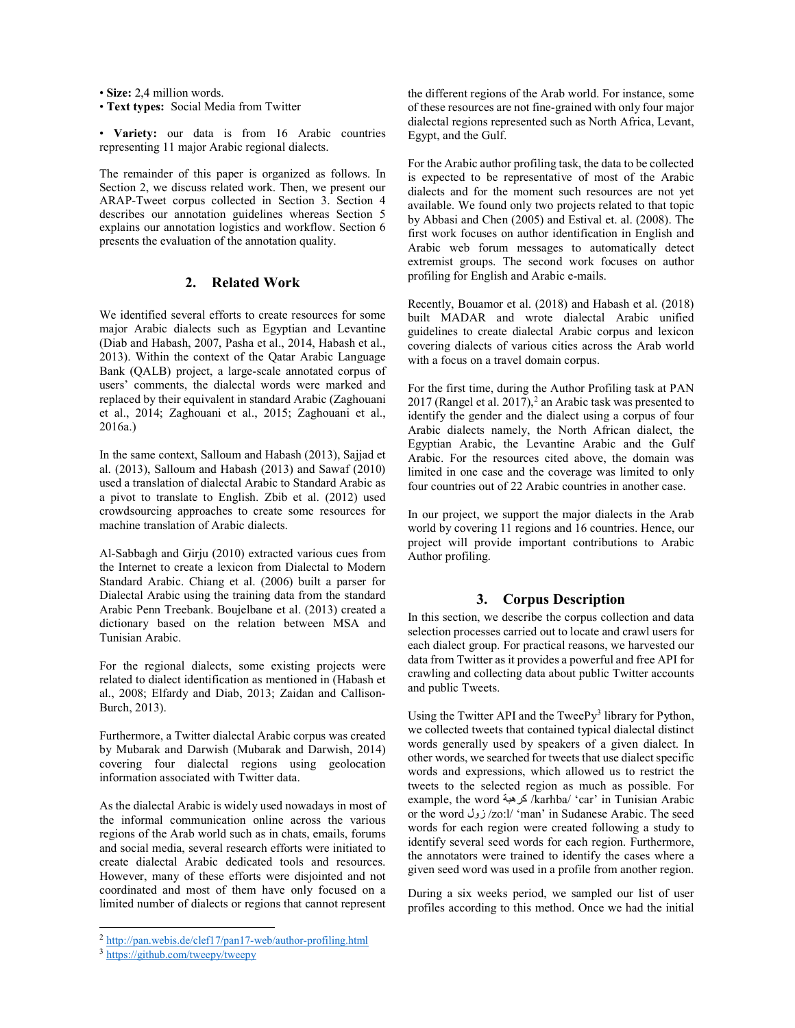- **Size:** 2,4 million words.
- **Text types:** Social Media from Twitter

- **Variety:** our data is from 16 Arabic countries representing 11 major Arabic regional dialects.

The remainder of this paper is organized as follows. In Section 2, we discuss related work. Then, we present our ARAP-Tweet corpus collected in Section 3. Section 4 describes our annotation guidelines whereas Section 5 explains our annotation logistics and workflow. Section 6 presents the evaluation of the annotation quality.

## 2. Related Work

We identified several efforts to create resources for some major Arabic dialects such as Egyptian and Levantine (Diab and Habash, 2007, Pasha et al., 2014, Habash et al., 2013). Within the context of the Qatar Arabic Language Bank (QALB) project, a large-scale annotated corpus of users' comments, the dialectal words were marked and replaced by their equivalent in standard Arabic (Zaghouani et al., 2014; Zaghouani et al., 2015; Zaghouani et al., 2016a.)

In the same context, Salloum and Habash (2013), Sajjad et al. (2013), Salloum and Habash (2013) and Sawaf (2010) used a translation of dialectal Arabic to Standard Arabic as a pivot to translate to English. Zbib et al. (2012) used crowdsourcing approaches to create some resources for machine translation of Arabic dialects.

Al-Sabbagh and Girju (2010) extracted various cues from the Internet to create a lexicon from Dialectal to Modern Standard Arabic. Chiang et al. (2006) built a parser for Dialectal Arabic using the training data from the standard Arabic Penn Treebank. Boujelbane et al. (2013) created a dictionary based on the relation between MSA and Tunisian Arabic.

For the regional dialects, some existing projects were related to dialect identification as mentioned in (Habash et al., 2008; Elfardy and Diab, 2013; Zaidan and Callison-Burch, 2013).

Furthermore, a Twitter dialectal Arabic corpus was created by Mubarak and Darwish (Mubarak and Darwish, 2014) covering four dialectal regions using geolocation information associated with Twitter data.

As the dialectal Arabic is widely used nowadays in most of the informal communication online across the various regions of the Arab world such as in chats, emails, forums and social media, several research efforts were initiated to create dialectal Arabic dedicated tools and resources. However, many of these efforts were disjointed and not coordinated and most of them have only focused on a limited number of dialects or regions that cannot represent the different regions of the Arab world. For instance, some of these resources are not fine-grained with only four major dialectal regions represented such as North Africa, Levant, Egypt, and the Gulf.

For the Arabic author profiling task, the data to be collected is expected to be representative of most of the Arabic dialects and for the moment such resources are not yet available. We found only two projects related to that topic by Abbasi and Chen (2005) and Estival et. al. (2008). The first work focuses on author identification in English and Arabic web forum messages to automatically detect extremist groups. The second work focuses on author profiling for English and Arabic e-mails.

Recently, Bouamor et al. (2018) and Habash et al. (2018) built MADAR and wrote dialectal Arabic unified guidelines to create dialectal Arabic corpus and lexicon covering dialects of various cities across the Arab world with a focus on a travel domain corpus.

For the first time, during the Author Profiling task at PAN 2017 (Rangel et al. 2017),[2] an Arabic task was presented to identify the gender and the dialect using a corpus of four Arabic dialects namely, the North African dialect, the Egyptian Arabic, the Levantine Arabic and the Gulf Arabic. For the resources cited above, the domain was limited in one case and the coverage was limited to only four countries out of 22 Arabic countries in another case.

In our project, we support the major dialects in the Arab world by covering 11 regions and 16 countries. Hence, our project will provide important contributions to Arabic Author profiling.

## 3. Corpus Description

In this section, we describe the corpus collection and data selection processes carried out to locate and crawl users for each dialect group. For practical reasons, we harvested our data from Twitter as it provides a powerful and free API for crawling and collecting data about public Twitter accounts and public Tweets.

Using the Twitter API and the TweePy[3] library for Python, we collected tweets that contained typical dialectal distinct words generally used by speakers of a given dialect. In other words, we searched for tweets that use dialect specific words and expressions, which allowed us to restrict the tweets to the selected region as much as possible. For example, the word كرهبة /karhba/ 'car' in Tunisian Arabic or the word زول /zo:l/ 'man' in Sudanese Arabic. The seed words for each region were created following a study to identify several seed words for each region. Furthermore, the annotators were trained to identify the cases where a given seed word was used in a profile from another region.

During a six weeks period, we sampled our list of user profiles according to this method. Once we had the initial

[2] http://pan.webis.de/clef17/pan17-web/author-profiling.html

[3] https://github.com/tweepy/tweepy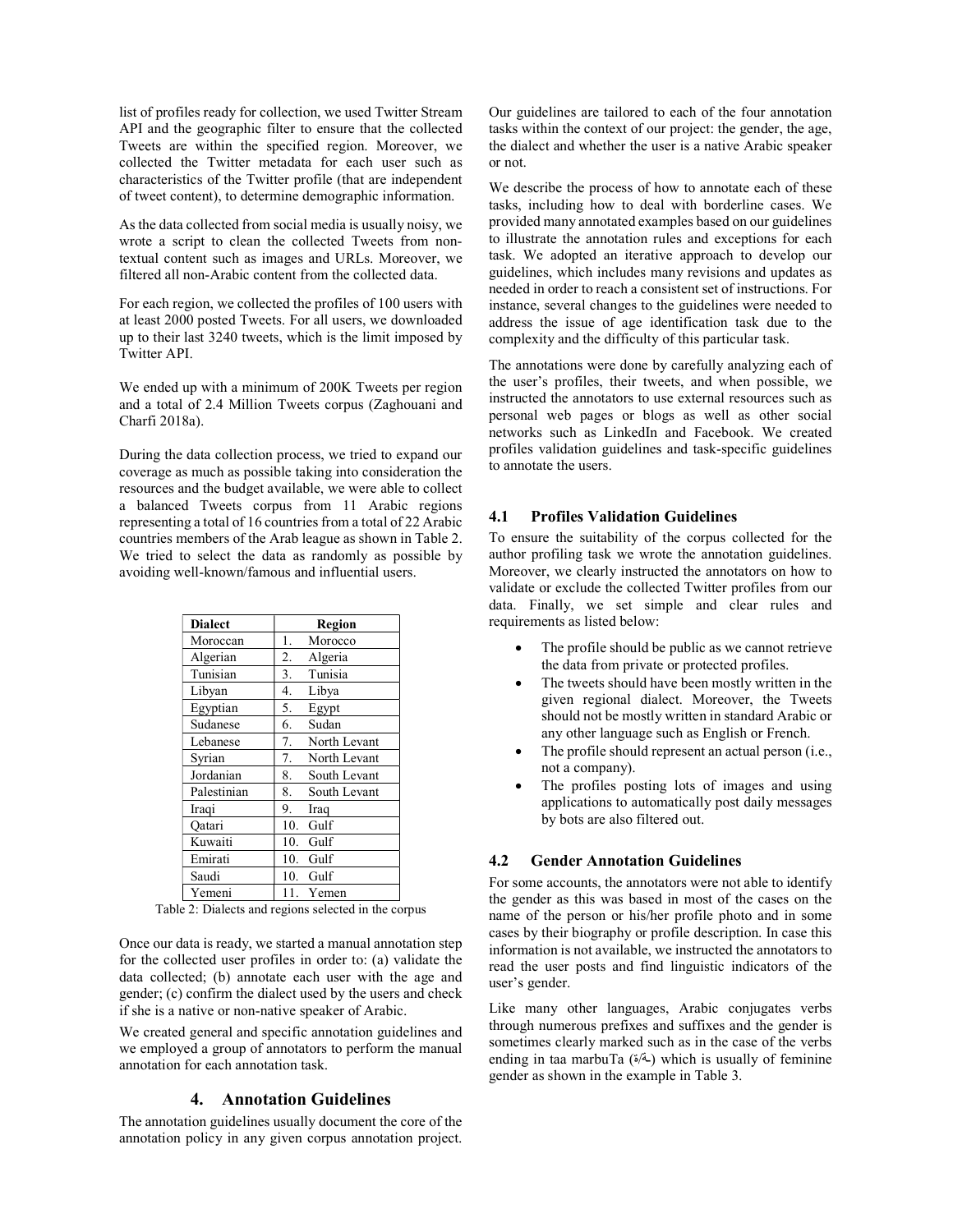list of profiles ready for collection, we used Twitter Stream API and the geographic filter to ensure that the collected Tweets are within the specified region. Moreover, we collected the Twitter metadata for each user such as characteristics of the Twitter profile (that are independent of tweet content), to determine demographic information.

As the data collected from social media is usually noisy, we wrote a script to clean the collected Tweets from non-textual content such as images and URLs. Moreover, we filtered all non-Arabic content from the collected data.

For each region, we collected the profiles of 100 users with at least 2000 posted Tweets. For all users, we downloaded up to their last 3240 tweets, which is the limit imposed by Twitter API.

We ended up with a minimum of 200K Tweets per region and a total of 2.4 Million Tweets corpus (Zaghouani and Charfi 2018a).

During the data collection process, we tried to expand our coverage as much as possible taking into consideration the resources and the budget available, we were able to collect a balanced Tweets corpus from 11 Arabic regions representing a total of 16 countries from a total of 22 Arabic countries members of the Arab league as shown in Table 2. We tried to select the data as randomly as possible by avoiding well-known/famous and influential users.

| Dialect | Region |
|---|---|
| Moroccan | 1. Morocco |
| Algerian | 2. Algeria |
| Tunisian | 3. Tunisia |
| Libyan | 4. Libya |
| Egyptian | 5. Egypt |
| Sudanese | 6. Sudan |
| Lebanese | 7. North Levant |
| Syrian | 7. North Levant |
| Jordanian | 8. South Levant |
| Palestinian | 8. South Levant |
| Iraqi | 9. Iraq |
| Qatari | 10. Gulf |
| Kuwaiti | 10. Gulf |
| Emirati | 10. Gulf |
| Saudi | 10. Gulf |
| Yemeni | 11. Yemen |

Table 2: Dialects and regions selected in the corpus

Once our data is ready, we started a manual annotation step for the collected user profiles in order to: (a) validate the data collected; (b) annotate each user with the age and gender; (c) confirm the dialect used by the users and check if she is a native or non-native speaker of Arabic.

We created general and specific annotation guidelines and we employed a group of annotators to perform the manual annotation for each annotation task.

## 4. Annotation Guidelines

The annotation guidelines usually document the core of the annotation policy in any given corpus annotation project. Our guidelines are tailored to each of the four annotation tasks within the context of our project: the gender, the age, the dialect and whether the user is a native Arabic speaker or not.

We describe the process of how to annotate each of these tasks, including how to deal with borderline cases. We provided many annotated examples based on our guidelines to illustrate the annotation rules and exceptions for each task. We adopted an iterative approach to develop our guidelines, which includes many revisions and updates as needed in order to reach a consistent set of instructions. For instance, several changes to the guidelines were needed to address the issue of age identification task due to the complexity and the difficulty of this particular task.

The annotations were done by carefully analyzing each of the user's profiles, their tweets, and when possible, we instructed the annotators to use external resources such as personal web pages or blogs as well as other social networks such as LinkedIn and Facebook. We created profiles validation guidelines and task-specific guidelines to annotate the users.

### 4.1 Profiles Validation Guidelines

To ensure the suitability of the corpus collected for the author profiling task we wrote the annotation guidelines. Moreover, we clearly instructed the annotators on how to validate or exclude the collected Twitter profiles from our data. Finally, we set simple and clear rules and requirements as listed below:

- The profile should be public as we cannot retrieve the data from private or protected profiles.
- The tweets should have been mostly written in the given regional dialect. Moreover, the Tweets should not be mostly written in standard Arabic or any other language such as English or French.
- The profile should represent an actual person (i.e., not a company).
- The profiles posting lots of images and using applications to automatically post daily messages by bots are also filtered out.

### 4.2 Gender Annotation Guidelines

For some accounts, the annotators were not able to identify the gender as this was based in most of the cases on the name of the person or his/her profile photo and in some cases by their biography or profile description. In case this information is not available, we instructed the annotators to read the user posts and find linguistic indicators of the user's gender.

Like many other languages, Arabic conjugates verbs through numerous prefixes and suffixes and the gender is sometimes clearly marked such as in the case of the verbs ending in taa marbuTa (ة/ـة) which is usually of feminine gender as shown in the example in Table 3.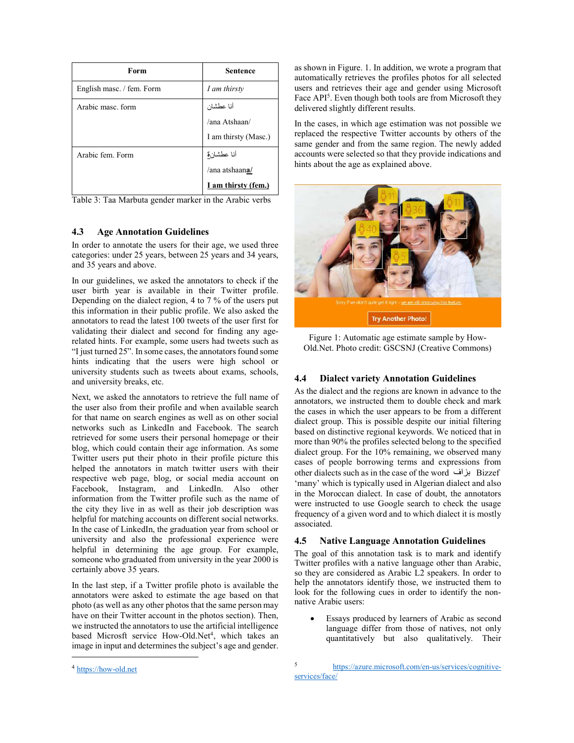| Form | Sentence |
|---|---|
| English masc. / fem. Form | *I am thirsty* |
| Arabic masc. form | أنا عطشان<br>/ana Atshaan/<br>I am thirsty (Masc.) |
| Arabic fem. Form | أنا عطشانة<br>/ana atshaan**a/**<br>**I am thirsty (fem.)** |

Table 3: Taa Marbuta gender marker in the Arabic verbs

### 4.3 Age Annotation Guidelines

In order to annotate the users for their age, we used three categories: under 25 years, between 25 years and 34 years, and 35 years and above.

In our guidelines, we asked the annotators to check if the user birth year is available in their Twitter profile. Depending on the dialect region, 4 to 7 % of the users put this information in their public profile. We also asked the annotators to read the latest 100 tweets of the user first for validating their dialect and second for finding any age-related hints. For example, some users had tweets such as "I just turned 25". In some cases, the annotators found some hints indicating that the users were high school or university students such as tweets about exams, schools, and university breaks, etc.

Next, we asked the annotators to retrieve the full name of the user also from their profile and when available search for that name on search engines as well as on other social networks such as LinkedIn and Facebook. The search retrieved for some users their personal homepage or their blog, which could contain their age information. As some Twitter users put their photo in their profile picture this helped the annotators in match twitter users with their respective web page, blog, or social media account on Facebook, Instagram, and LinkedIn. Also other information from the Twitter profile such as the name of the city they live in as well as their job description was helpful for matching accounts on different social networks. In the case of LinkedIn, the graduation year from school or university and also the professional experience were helpful in determining the age group. For example, someone who graduated from university in the year 2000 is certainly above 35 years.

In the last step, if a Twitter profile photo is available the annotators were asked to estimate the age based on that photo (as well as any other photos that the same person may have on their Twitter account in the photos section). Then, we instructed the annotators to use the artificial intelligence based Microsft service How-Old.Net[4], which takes an image in input and determines the subject's age and gender. as shown in Figure. 1. In addition, we wrote a program that automatically retrieves the profiles photos for all selected users and retrieves their age and gender using Microsoft Face API[5]. Even though both tools are from Microsoft they delivered slightly different results.

In the cases, in which age estimation was not possible we replaced the respective Twitter accounts by others of the same gender and from the same region. The newly added accounts were selected so that they provide indications and hints about the age as explained above.

Figure 1: Automatic age estimate sample by How-Old.Net. Photo credit: GSCSNJ (Creative Commons)

### 4.4 Dialect variety Annotation Guidelines

As the dialect and the regions are known in advance to the annotators, we instructed them to double check and mark the cases in which the user appears to be from a different dialect group. This is possible despite our initial filtering based on distinctive regional keywords. We noticed that in more than 90% the profiles selected belong to the specified dialect group. For the 10% remaining, we observed many cases of people borrowing terms and expressions from other dialects such as in the case of the word بزاف Bizzef 'many' which is typically used in Algerian dialect and also in the Moroccan dialect. In case of doubt, the annotators were instructed to use Google search to check the usage frequency of a given word and to which dialect it is mostly associated.

### 4.5 Native Language Annotation Guidelines

The goal of this annotation task is to mark and identify Twitter profiles with a native language other than Arabic, so they are considered as Arabic L2 speakers. In order to help the annotators identify those, we instructed them to look for the following cues in order to identify the non-native Arabic users:

- Essays produced by learners of Arabic as second language differ from those of natives, not only quantitatively but also qualitatively. Their

[4] https://how-old.net

[5] https://azure.microsoft.com/en-us/services/cognitive-services/face/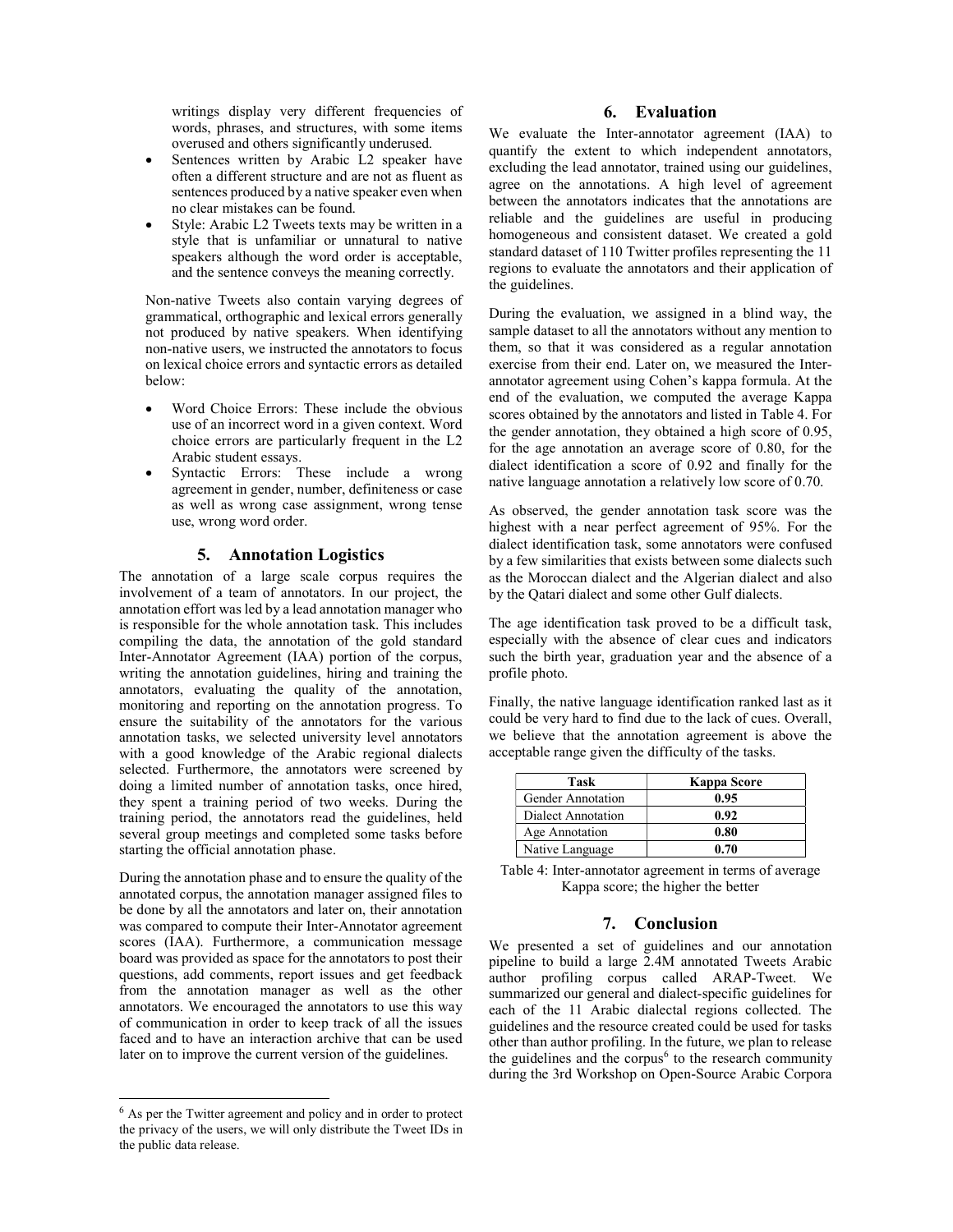writings display very different frequencies of words, phrases, and structures, with some items overused and others significantly underused.

- Sentences written by Arabic L2 speaker have often a different structure and are not as fluent as sentences produced by a native speaker even when no clear mistakes can be found.
- Style: Arabic L2 Tweets texts may be written in a style that is unfamiliar or unnatural to native speakers although the word order is acceptable, and the sentence conveys the meaning correctly.

Non-native Tweets also contain varying degrees of grammatical, orthographic and lexical errors generally not produced by native speakers. When identifying non-native users, we instructed the annotators to focus on lexical choice errors and syntactic errors as detailed below:

- Word Choice Errors: These include the obvious use of an incorrect word in a given context. Word choice errors are particularly frequent in the L2 Arabic student essays.
- Syntactic Errors: These include a wrong agreement in gender, number, definiteness or case as well as wrong case assignment, wrong tense use, wrong word order.

## 5. Annotation Logistics

The annotation of a large scale corpus requires the involvement of a team of annotators. In our project, the annotation effort was led by a lead annotation manager who is responsible for the whole annotation task. This includes compiling the data, the annotation of the gold standard Inter-Annotator Agreement (IAA) portion of the corpus, writing the annotation guidelines, hiring and training the annotators, evaluating the quality of the annotation, monitoring and reporting on the annotation progress. To ensure the suitability of the annotators for the various annotation tasks, we selected university level annotators with a good knowledge of the Arabic regional dialects selected. Furthermore, the annotators were screened by doing a limited number of annotation tasks, once hired, they spent a training period of two weeks. During the training period, the annotators read the guidelines, held several group meetings and completed some tasks before starting the official annotation phase.

During the annotation phase and to ensure the quality of the annotated corpus, the annotation manager assigned files to be done by all the annotators and later on, their annotation was compared to compute their Inter-Annotator agreement scores (IAA). Furthermore, a communication message board was provided as space for the annotators to post their questions, add comments, report issues and get feedback from the annotation manager as well as the other annotators. We encouraged the annotators to use this way of communication in order to keep track of all the issues faced and to have an interaction archive that can be used later on to improve the current version of the guidelines.

## 6. Evaluation

We evaluate the Inter-annotator agreement (IAA) to quantify the extent to which independent annotators, excluding the lead annotator, trained using our guidelines, agree on the annotations. A high level of agreement between the annotators indicates that the annotations are reliable and the guidelines are useful in producing homogeneous and consistent dataset. We created a gold standard dataset of 110 Twitter profiles representing the 11 regions to evaluate the annotators and their application of the guidelines.

During the evaluation, we assigned in a blind way, the sample dataset to all the annotators without any mention to them, so that it was considered as a regular annotation exercise from their end. Later on, we measured the Inter-annotator agreement using Cohen's kappa formula. At the end of the evaluation, we computed the average Kappa scores obtained by the annotators and listed in Table 4. For the gender annotation, they obtained a high score of 0.95, for the age annotation an average score of 0.80, for the dialect identification a score of 0.92 and finally for the native language annotation a relatively low score of 0.70.

As observed, the gender annotation task score was the highest with a near perfect agreement of 95%. For the dialect identification task, some annotators were confused by a few similarities that exists between some dialects such as the Moroccan dialect and the Algerian dialect and also by the Qatari dialect and some other Gulf dialects.

The age identification task proved to be a difficult task, especially with the absence of clear cues and indicators such the birth year, graduation year and the absence of a profile photo.

Finally, the native language identification ranked last as it could be very hard to find due to the lack of cues. Overall, we believe that the annotation agreement is above the acceptable range given the difficulty of the tasks.

| Task | Kappa Score |
|---|---|
| Gender Annotation | **0.95** |
| Dialect Annotation | **0.92** |
| Age Annotation | **0.80** |
| Native Language | **0.70** |

Table 4: Inter-annotator agreement in terms of average Kappa score; the higher the better

## 7. Conclusion

We presented a set of guidelines and our annotation pipeline to build a large 2.4M annotated Tweets Arabic author profiling corpus called ARAP-Tweet. We summarized our general and dialect-specific guidelines for each of the 11 Arabic dialectal regions collected. The guidelines and the resource created could be used for tasks other than author profiling. In the future, we plan to release the guidelines and the corpus[6] to the research community during the 3rd Workshop on Open-Source Arabic Corpora

[6] As per the Twitter agreement and policy and in order to protect the privacy of the users, we will only distribute the Tweet IDs in the public data release.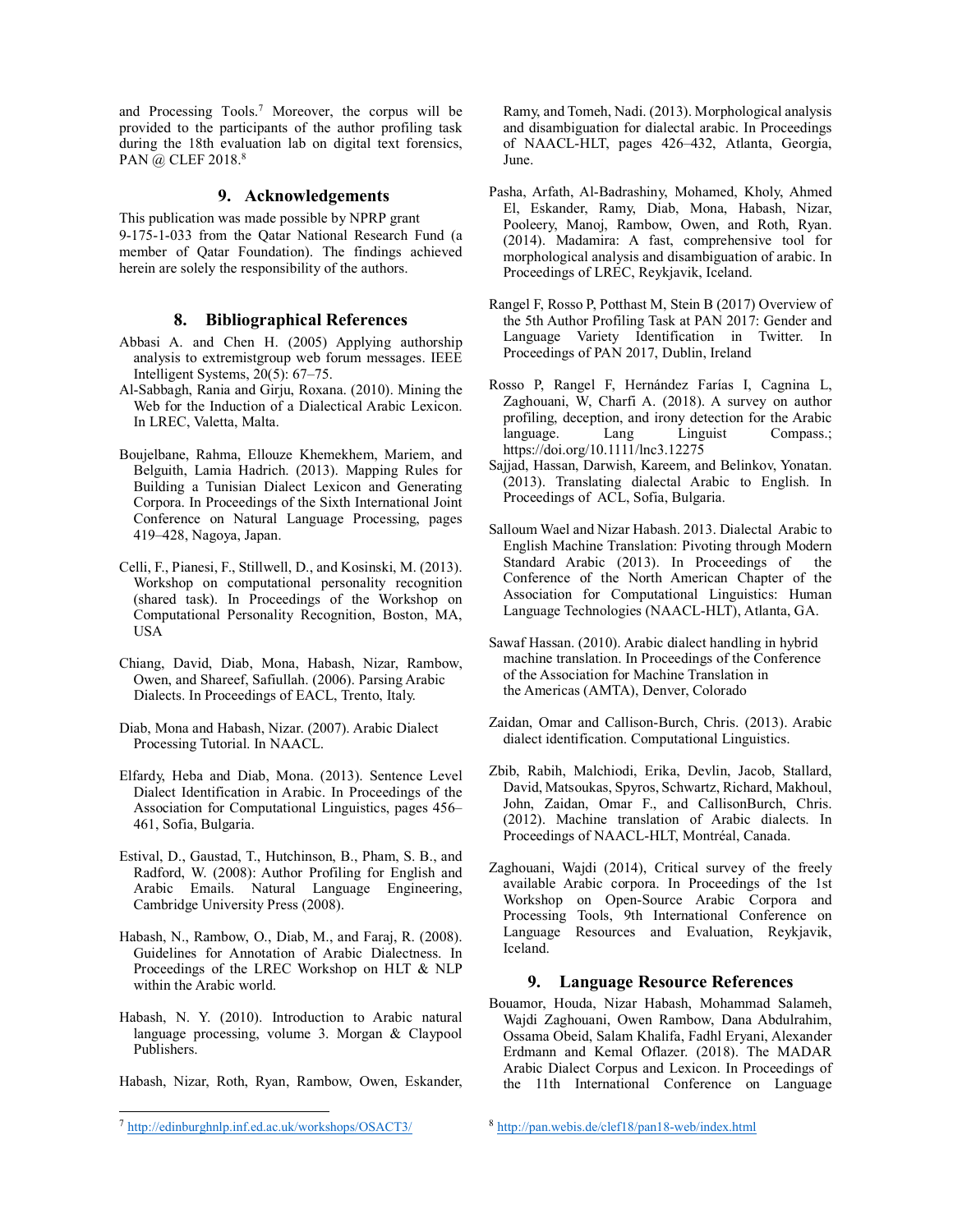and Processing Tools.[7] Moreover, the corpus will be provided to the participants of the author profiling task during the 18th evaluation lab on digital text forensics, PAN @ CLEF 2018.[8]

## 9. Acknowledgements

This publication was made possible by NPRP grant 9-175-1-033 from the Qatar National Research Fund (a member of Qatar Foundation). The findings achieved herein are solely the responsibility of the authors.

## 8. Bibliographical References

Abbasi A. and Chen H. (2005) Applying authorship analysis to extremistgroup web forum messages. IEEE Intelligent Systems, 20(5): 67–75.

Al-Sabbagh, Rania and Girju, Roxana. (2010). Mining the Web for the Induction of a Dialectical Arabic Lexicon. In LREC, Valetta, Malta.

Boujelbane, Rahma, Ellouze Khemekhem, Mariem, and Belguith, Lamia Hadrich. (2013). Mapping Rules for Building a Tunisian Dialect Lexicon and Generating Corpora. In Proceedings of the Sixth International Joint Conference on Natural Language Processing, pages 419–428, Nagoya, Japan.

Celli, F., Pianesi, F., Stillwell, D., and Kosinski, M. (2013). Workshop on computational personality recognition (shared task). In Proceedings of the Workshop on Computational Personality Recognition, Boston, MA, USA

Chiang, David, Diab, Mona, Habash, Nizar, Rambow, Owen, and Shareef, Safiullah. (2006). Parsing Arabic Dialects. In Proceedings of EACL, Trento, Italy.

Diab, Mona and Habash, Nizar. (2007). Arabic Dialect Processing Tutorial. In NAACL.

Elfardy, Heba and Diab, Mona. (2013). Sentence Level Dialect Identification in Arabic. In Proceedings of the Association for Computational Linguistics, pages 456–461, Sofia, Bulgaria.

Estival, D., Gaustad, T., Hutchinson, B., Pham, S. B., and Radford, W. (2008): Author Profiling for English and Arabic Emails. Natural Language Engineering, Cambridge University Press (2008).

Habash, N., Rambow, O., Diab, M., and Faraj, R. (2008). Guidelines for Annotation of Arabic Dialectness. In Proceedings of the LREC Workshop on HLT & NLP within the Arabic world.

Habash, N. Y. (2010). Introduction to Arabic natural language processing, volume 3. Morgan & Claypool Publishers.

Habash, Nizar, Roth, Ryan, Rambow, Owen, Eskander, Ramy, and Tomeh, Nadi. (2013). Morphological analysis and disambiguation for dialectal arabic. In Proceedings of NAACL-HLT, pages 426–432, Atlanta, Georgia, June.

Pasha, Arfath, Al-Badrashiny, Mohamed, Kholy, Ahmed El, Eskander, Ramy, Diab, Mona, Habash, Nizar, Pooleery, Manoj, Rambow, Owen, and Roth, Ryan. (2014). Madamira: A fast, comprehensive tool for morphological analysis and disambiguation of arabic. In Proceedings of LREC, Reykjavik, Iceland.

Rangel F, Rosso P, Potthast M, Stein B (2017) Overview of the 5th Author Profiling Task at PAN 2017: Gender and Language Variety Identification in Twitter. In Proceedings of PAN 2017, Dublin, Ireland

Rosso P, Rangel F, Hernández Farías I, Cagnina L, Zaghouani, W, Charfi A. (2018). A survey on author profiling, deception, and irony detection for the Arabic language. Lang Linguist Compass.; https://doi.org/10.1111/lnc3.12275

Sajjad, Hassan, Darwish, Kareem, and Belinkov, Yonatan. (2013). Translating dialectal Arabic to English. In Proceedings of ACL, Sofia, Bulgaria.

Salloum Wael and Nizar Habash. 2013. Dialectal Arabic to English Machine Translation: Pivoting through Modern Standard Arabic (2013). In Proceedings of the Conference of the North American Chapter of the Association for Computational Linguistics: Human Language Technologies (NAACL-HLT), Atlanta, GA.

Sawaf Hassan. (2010). Arabic dialect handling in hybrid machine translation. In Proceedings of the Conference of the Association for Machine Translation in the Americas (AMTA), Denver, Colorado

Zaidan, Omar and Callison-Burch, Chris. (2013). Arabic dialect identification. Computational Linguistics.

Zbib, Rabih, Malchiodi, Erika, Devlin, Jacob, Stallard, David, Matsoukas, Spyros, Schwartz, Richard, Makhoul, John, Zaidan, Omar F., and CallisonBurch, Chris. (2012). Machine translation of Arabic dialects. In Proceedings of NAACL-HLT, Montréal, Canada.

Zaghouani, Wajdi (2014), Critical survey of the freely available Arabic corpora. In Proceedings of the 1st Workshop on Open-Source Arabic Corpora and Processing Tools, 9th International Conference on Language Resources and Evaluation, Reykjavik, Iceland.

## 9. Language Resource References

Bouamor, Houda, Nizar Habash, Mohammad Salameh, Wajdi Zaghouani, Owen Rambow, Dana Abdulrahim, Ossama Obeid, Salam Khalifa, Fadhl Eryani, Alexander Erdmann and Kemal Oflazer. (2018). The MADAR Arabic Dialect Corpus and Lexicon. In Proceedings of the 11th International Conference on Language

[7] http://edinburghnlp.inf.ed.ac.uk/workshops/OSACT3/

[8] http://pan.webis.de/clef18/pan18-web/index.html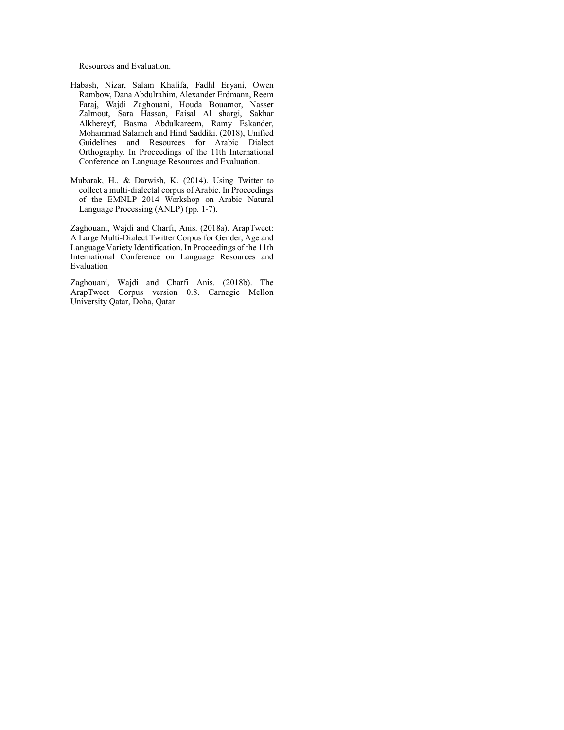Resources and Evaluation.

Habash, Nizar, Salam Khalifa, Fadhl Eryani, Owen Rambow, Dana Abdulrahim, Alexander Erdmann, Reem Faraj, Wajdi Zaghouani, Houda Bouamor, Nasser Zalmout, Sara Hassan, Faisal Al shargi, Sakhar Alkhereyf, Basma Abdulkareem, Ramy Eskander, Mohammad Salameh and Hind Saddiki. (2018), Unified Guidelines and Resources for Arabic Dialect Orthography. In Proceedings of the 11th International Conference on Language Resources and Evaluation.

Mubarak, H., & Darwish, K. (2014). Using Twitter to collect a multi-dialectal corpus of Arabic. In Proceedings of the EMNLP 2014 Workshop on Arabic Natural Language Processing (ANLP) (pp. 1-7).

Zaghouani, Wajdi and Charfi, Anis. (2018a). ArapTweet: A Large Multi-Dialect Twitter Corpus for Gender, Age and Language Variety Identification. In Proceedings of the 11th International Conference on Language Resources and Evaluation

Zaghouani, Wajdi and Charfi Anis. (2018b). The ArapTweet Corpus version 0.8. Carnegie Mellon University Qatar, Doha, Qatar